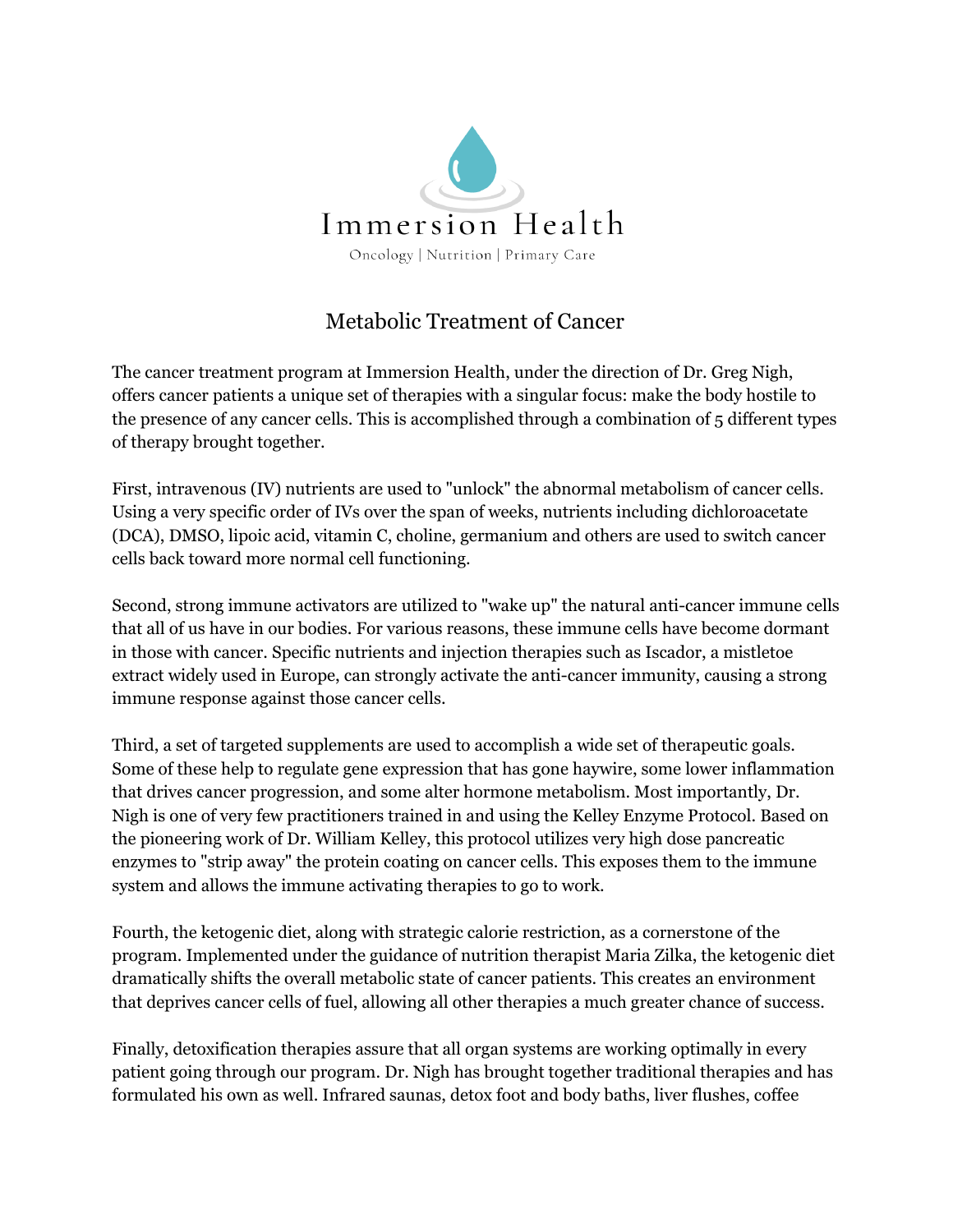Immersion Health

Oncology | Nutrition | Primary Care

# Metabolic Treatment of Cancer

The cancer treatment program at Immersion Health, under the direction of Dr. Greg Nigh, offers cancer patients a unique set of therapies with a singular focus: make the body hostile to the presence of any cancer cells. This is accomplished through a combination of 5 different types of therapy brought together.

First, intravenous (IV) nutrients are used to "unlock" the abnormal metabolism of cancer cells. Using a very specific order of IVs over the span of weeks, nutrients including dichloroacetate (DCA), DMSO, lipoic acid, vitamin C, choline, germanium and others are used to switch cancer cells back toward more normal cell functioning.

Second, strong immune activators are utilized to "wake up" the natural anti-cancer immune cells that all of us have in our bodies. For various reasons, these immune cells have become dormant in those with cancer. Specific nutrients and injection therapies such as Iscador, a mistletoe extract widely used in Europe, can strongly activate the anti-cancer immunity, causing a strong immune response against those cancer cells.

Third, a set of targeted supplements are used to accomplish a wide set of therapeutic goals. Some of these help to regulate gene expression that has gone haywire, some lower inflammation that drives cancer progression, and some alter hormone metabolism. Most importantly, Dr. Nigh is one of very few practitioners trained in and using the Kelley Enzyme Protocol. Based on the pioneering work of Dr. William Kelley, this protocol utilizes very high dose pancreatic enzymes to "strip away" the protein coating on cancer cells. This exposes them to the immune system and allows the immune activating therapies to go to work.

Fourth, the ketogenic diet, along with strategic calorie restriction, as a cornerstone of the program. Implemented under the guidance of nutrition therapist Maria Zilka, the ketogenic diet dramatically shifts the overall metabolic state of cancer patients. This creates an environment that deprives cancer cells of fuel, allowing all other therapies a much greater chance of success.

Finally, detoxification therapies assure that all organ systems are working optimally in every patient going through our program. Dr. Nigh has brought together traditional therapies and has formulated his own as well. Infrared saunas, detox foot and body baths, liver flushes, coffee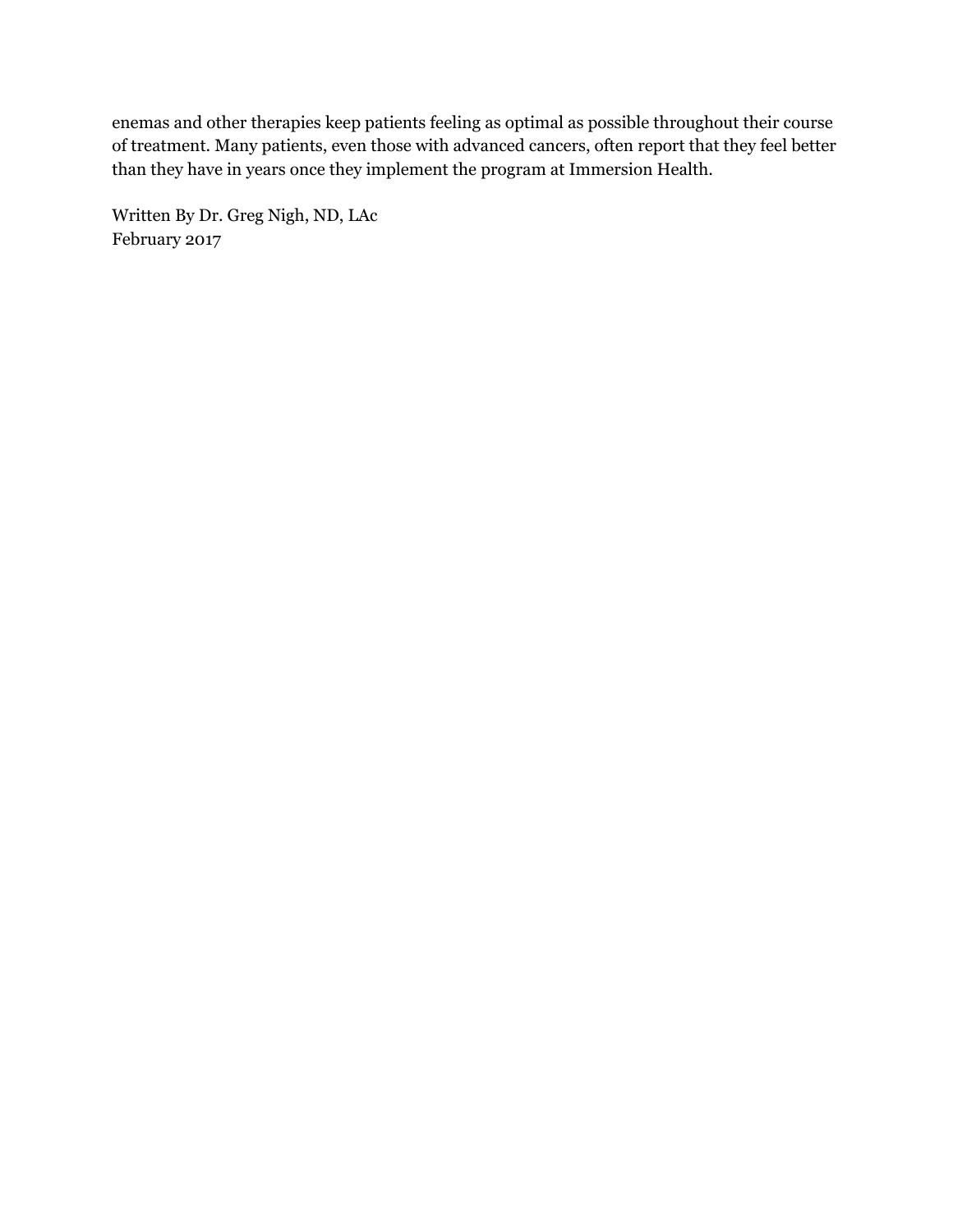enemas and other therapies keep patients feeling as optimal as possible throughout their course of treatment. Many patients, even those with advanced cancers, often report that they feel better than they have in years once they implement the program at Immersion Health.

Written By Dr. Greg Nigh, ND, LAc
February 2017